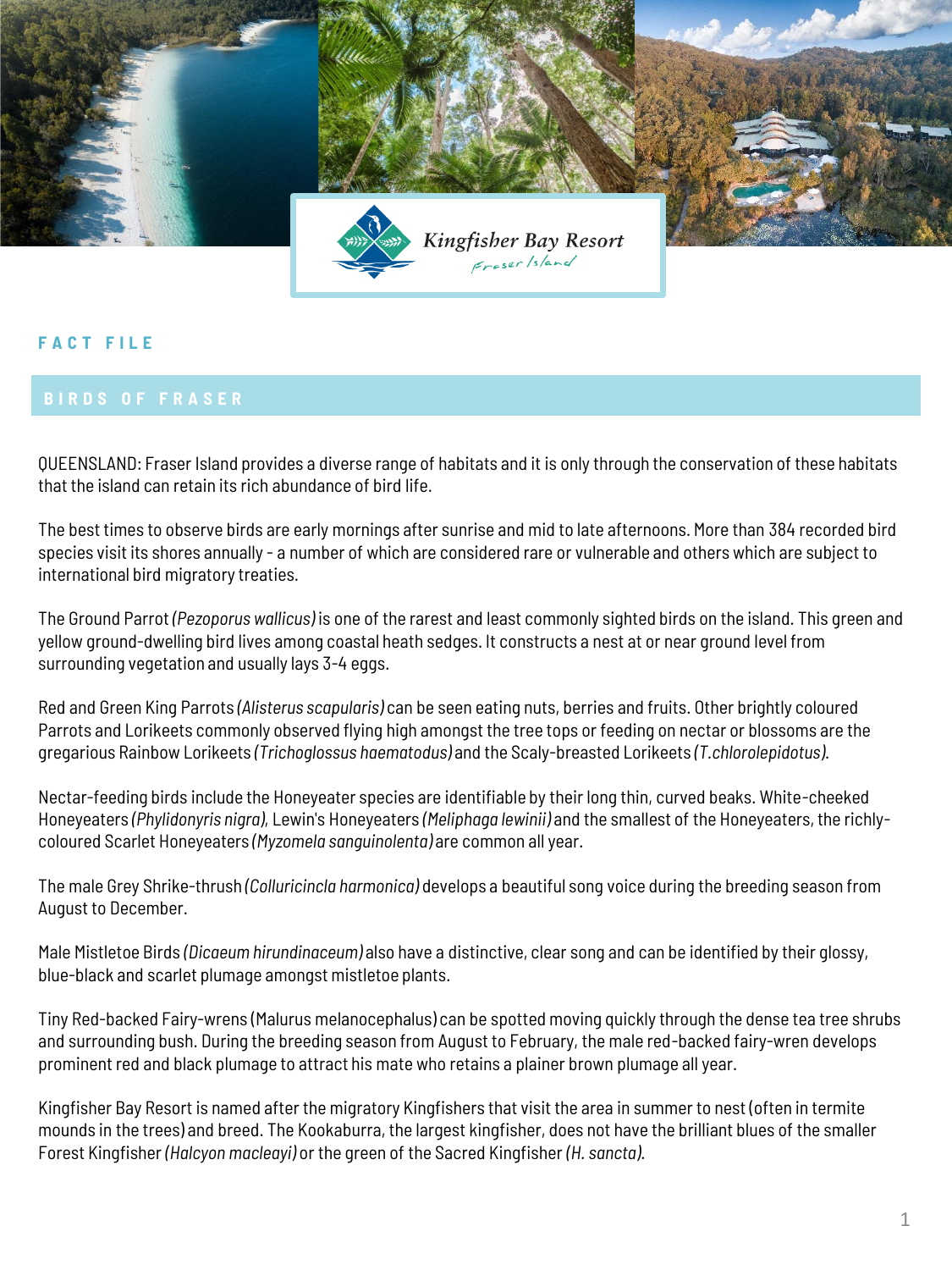Kingfisher Bay Resort
Fraser Island

FACT FILE

## BIRDS OF FRASER

QUEENSLAND: Fraser Island provides a diverse range of habitats and it is only through the conservation of these habitats that the island can retain its rich abundance of bird life.

The best times to observe birds are early mornings after sunrise and mid to late afternoons. More than 384 recorded bird species visit its shores annually - a number of which are considered rare or vulnerable and others which are subject to international bird migratory treaties.

The Ground Parrot *(Pezoporus wallicus)* is one of the rarest and least commonly sighted birds on the island. This green and yellow ground-dwelling bird lives among coastal heath sedges. It constructs a nest at or near ground level from surrounding vegetation and usually lays 3-4 eggs.

Red and Green King Parrots *(Alisterus scapularis)* can be seen eating nuts, berries and fruits. Other brightly coloured Parrots and Lorikeets commonly observed flying high amongst the tree tops or feeding on nectar or blossoms are the gregarious Rainbow Lorikeets *(Trichoglossus haematodus)* and the Scaly-breasted Lorikeets *(T.chlorolepidotus).*

Nectar-feeding birds include the Honeyeater species are identifiable by their long thin, curved beaks. White-cheeked Honeyeaters *(Phylidonyris nigra)*, Lewin's Honeyeaters *(Meliphaga lewinii)* and the smallest of the Honeyeaters, the richly-coloured Scarlet Honeyeaters *(Myzomela sanguinolenta)* are common all year.

The male Grey Shrike-thrush *(Colluricincla harmonica)* develops a beautiful song voice during the breeding season from August to December.

Male Mistletoe Birds *(Dicaeum hirundinaceum)* also have a distinctive, clear song and can be identified by their glossy, blue-black and scarlet plumage amongst mistletoe plants.

Tiny Red-backed Fairy-wrens (Malurus melanocephalus) can be spotted moving quickly through the dense tea tree shrubs and surrounding bush. During the breeding season from August to February, the male red-backed fairy-wren develops prominent red and black plumage to attract his mate who retains a plainer brown plumage all year.

Kingfisher Bay Resort is named after the migratory Kingfishers that visit the area in summer to nest (often in termite mounds in the trees) and breed. The Kookaburra, the largest kingfisher, does not have the brilliant blues of the smaller Forest Kingfisher *(Halcyon macleayi)* or the green of the Sacred Kingfisher *(H. sancta).*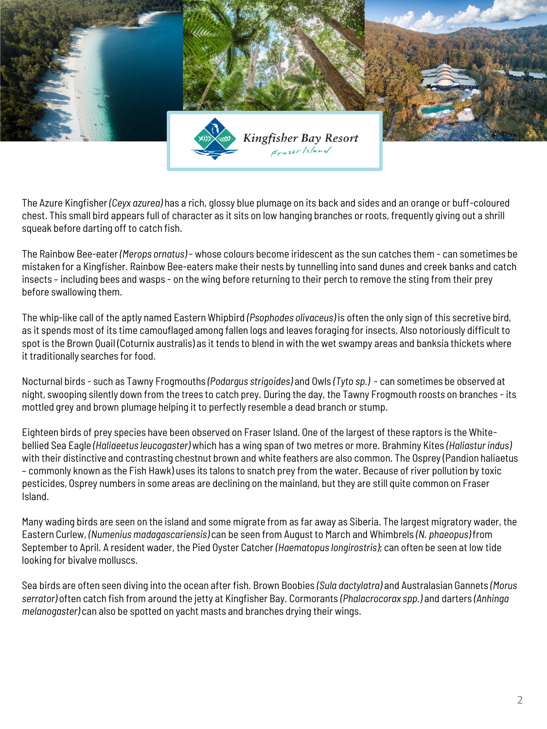The Azure Kingfisher *(Ceyx azurea)* has a rich, glossy blue plumage on its back and sides and an orange or buff-coloured chest. This small bird appears full of character as it sits on low hanging branches or roots, frequently giving out a shrill squeak before darting off to catch fish.

The Rainbow Bee-eater *(Merops ornatus)* - whose colours become iridescent as the sun catches them - can sometimes be mistaken for a Kingfisher. Rainbow Bee-eaters make their nests by tunnelling into sand dunes and creek banks and catch insects – including bees and wasps - on the wing before returning to their perch to remove the sting from their prey before swallowing them.

The whip-like call of the aptly named Eastern Whipbird *(Psophodes olivaceus)* is often the only sign of this secretive bird, as it spends most of its time camouflaged among fallen logs and leaves foraging for insects. Also notoriously difficult to spot is the Brown Quail (Coturnix australis) as it tends to blend in with the wet swampy areas and banksia thickets where it traditionally searches for food.

Nocturnal birds - such as Tawny Frogmouths *(Podargus strigoides)* and Owls *(Tyto sp.)* - can sometimes be observed at night, swooping silently down from the trees to catch prey. During the day, the Tawny Frogmouth roosts on branches - its mottled grey and brown plumage helping it to perfectly resemble a dead branch or stump.

Eighteen birds of prey species have been observed on Fraser Island. One of the largest of these raptors is the White-bellied Sea Eagle *(Haliaeetus leucogaster)* which has a wing span of two metres or more. Brahminy Kites *(Haliastur indus)* with their distinctive and contrasting chestnut brown and white feathers are also common. The Osprey (Pandion haliaetus – commonly known as the Fish Hawk) uses its talons to snatch prey from the water. Because of river pollution by toxic pesticides, Osprey numbers in some areas are declining on the mainland, but they are still quite common on Fraser Island.

Many wading birds are seen on the island and some migrate from as far away as Siberia. The largest migratory wader, the Eastern Curlew, *(Numenius madagascariensis)* can be seen from August to March and Whimbrels *(N. phaeopus)* from September to April. A resident wader, the Pied Oyster Catcher *(Haematopus longirostris)*; can often be seen at low tide looking for bivalve molluscs.

Sea birds are often seen diving into the ocean after fish. Brown Boobies *(Sula dactylatra)* and Australasian Gannets *(Morus serrator)* often catch fish from around the jetty at Kingfisher Bay. Cormorants *(Phalacrocorax spp.)* and darters *(Anhinga melanogaster)* can also be spotted on yacht masts and branches drying their wings.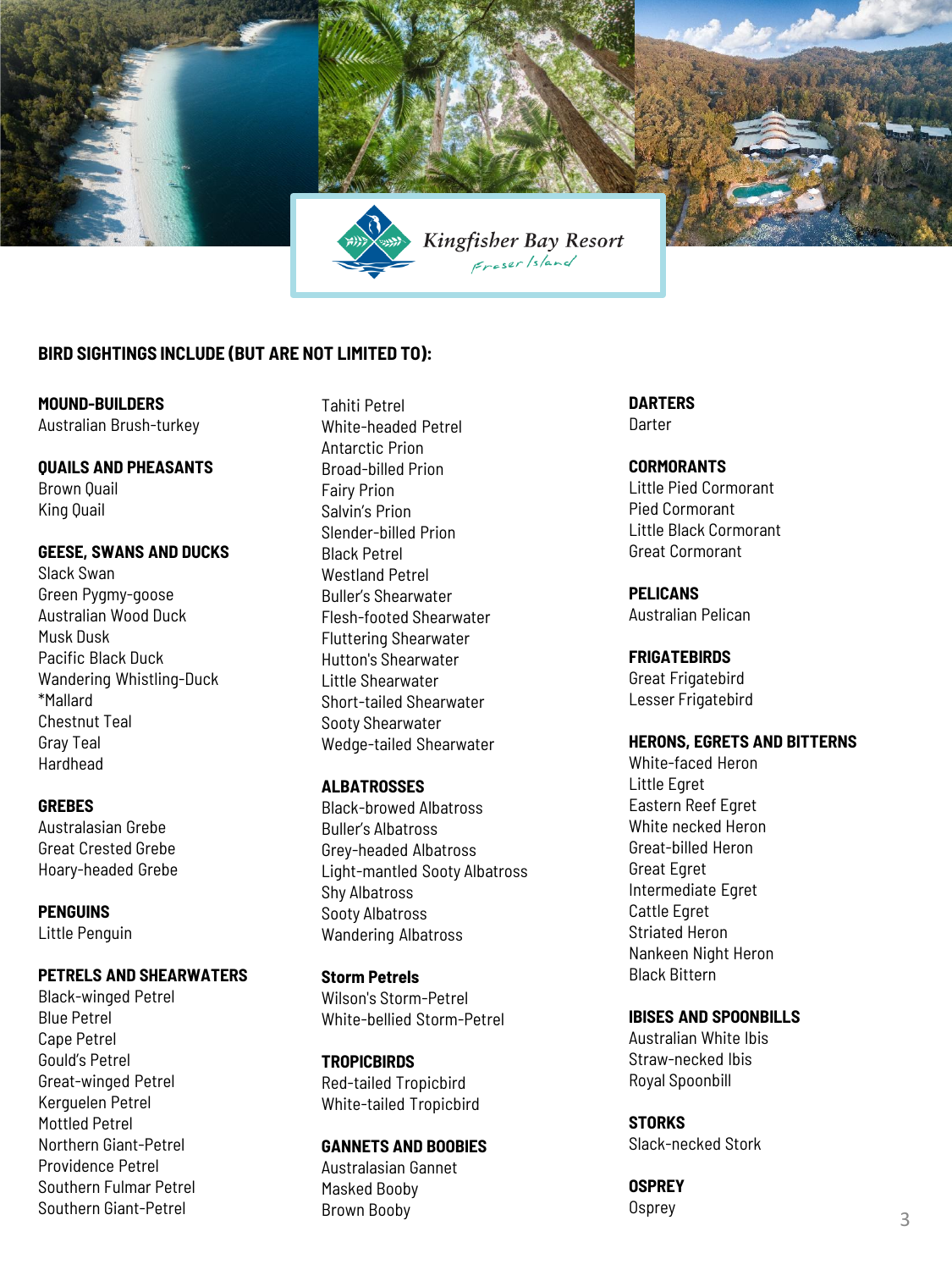Kingfisher Bay Resort
Fraser Island

**BIRD SIGHTINGS INCLUDE (BUT ARE NOT LIMITED TO):**

**MOUND-BUILDERS**
Australian Brush-turkey

**QUAILS AND PHEASANTS**
Brown Quail
King Quail

**GEESE, SWANS AND DUCKS**
Slack Swan
Green Pygmy-goose
Australian Wood Duck
Musk Dusk
Pacific Black Duck
Wandering Whistling-Duck
*Mallard
Chestnut Teal
Gray Teal
Hardhead

**GREBES**
Australasian Grebe
Great Crested Grebe
Hoary-headed Grebe

**PENGUINS**
Little Penguin

**PETRELS AND SHEARWATERS**
Black-winged Petrel
Blue Petrel
Cape Petrel
Gould's Petrel
Great-winged Petrel
Kerguelen Petrel
Mottled Petrel
Northern Giant-Petrel
Providence Petrel
Southern Fulmar Petrel
Southern Giant-Petrel
Tahiti Petrel
White-headed Petrel
Antarctic Prion
Broad-billed Prion
Fairy Prion
Salvin's Prion
Slender-billed Prion
Black Petrel
Westland Petrel
Buller's Shearwater
Flesh-footed Shearwater
Fluttering Shearwater
Hutton's Shearwater
Little Shearwater
Short-tailed Shearwater
Sooty Shearwater
Wedge-tailed Shearwater

**ALBATROSSES**
Black-browed Albatross
Buller's Albatross
Grey-headed Albatross
Light-mantled Sooty Albatross
Shy Albatross
Sooty Albatross
Wandering Albatross

**Storm Petrels**
Wilson's Storm-Petrel
White-bellied Storm-Petrel

**TROPICBIRDS**
Red-tailed Tropicbird
White-tailed Tropicbird

**GANNETS AND BOOBIES**
Australasian Gannet
Masked Booby
Brown Booby

**DARTERS**
Darter

**CORMORANTS**
Little Pied Cormorant
Pied Cormorant
Little Black Cormorant
Great Cormorant

**PELICANS**
Australian Pelican

**FRIGATEBIRDS**
Great Frigatebird
Lesser Frigatebird

**HERONS, EGRETS AND BITTERNS**
White-faced Heron
Little Egret
Eastern Reef Egret
White necked Heron
Great-billed Heron
Great Egret
Intermediate Egret
Cattle Egret
Striated Heron
Nankeen Night Heron
Black Bittern

**IBISES AND SPOONBILLS**
Australian White Ibis
Straw-necked Ibis
Royal Spoonbill

**STORKS**
Slack-necked Stork

**OSPREY**
Osprey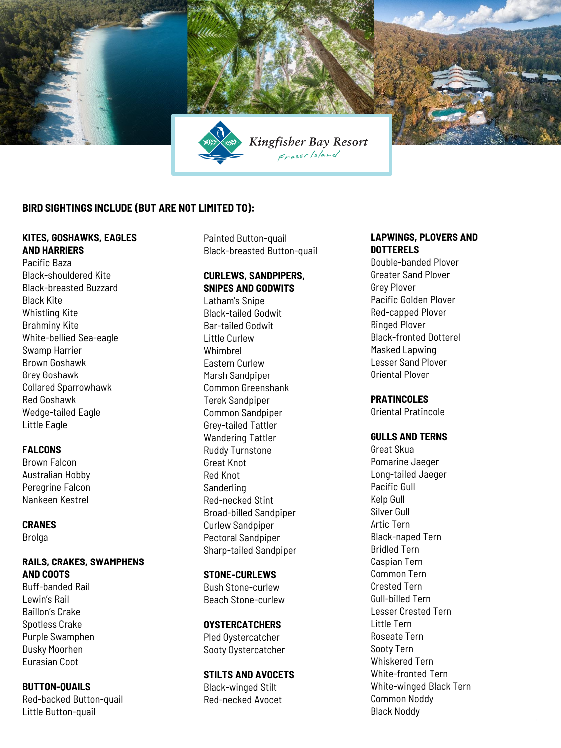Kingfisher Bay Resort
Fraser Island

## BIRD SIGHTINGS INCLUDE (BUT ARE NOT LIMITED TO):

### KITES, GOSHAWKS, EAGLES AND HARRIERS

Pacific Baza
Black-shouldered Kite
Black-breasted Buzzard
Black Kite
Whistling Kite
Brahminy Kite
White-bellied Sea-eagle
Swamp Harrier
Brown Goshawk
Grey Goshawk
Collared Sparrowhawk
Red Goshawk
Wedge-tailed Eagle
Little Eagle

### FALCONS

Brown Falcon
Australian Hobby
Peregrine Falcon
Nankeen Kestrel

### CRANES

Brolga

### RAILS, CRAKES, SWAMPHENS AND COOTS

Buff-banded Rail
Lewin's Rail
Baillon's Crake
Spotless Crake
Purple Swamphen
Dusky Moorhen
Eurasian Coot

### BUTTON-QUAILS

Red-backed Button-quail
Little Button-quail
Painted Button-quail
Black-breasted Button-quail

### CURLEWS, SANDPIPERS, SNIPES AND GODWITS

Latham's Snipe
Black-tailed Godwit
Bar-tailed Godwit
Little Curlew
Whimbrel
Eastern Curlew
Marsh Sandpiper
Common Greenshank
Terek Sandpiper
Common Sandpiper
Grey-tailed Tattler
Wandering Tattler
Ruddy Turnstone
Great Knot
Red Knot
Sanderling
Red-necked Stint
Broad-billed Sandpiper
Curlew Sandpiper
Pectoral Sandpiper
Sharp-tailed Sandpiper

### STONE-CURLEWS

Bush Stone-curlew
Beach Stone-curlew

### OYSTERCATCHERS

Pled Oystercatcher
Sooty Oystercatcher

### STILTS AND AVOCETS

Black-winged Stilt
Red-necked Avocet

### LAPWINGS, PLOVERS AND DOTTERELS

Double-banded Plover
Greater Sand Plover
Grey Plover
Pacific Golden Plover
Red-capped Plover
Ringed Plover
Black-fronted Dotterel
Masked Lapwing
Lesser Sand Plover
Oriental Plover

### PRATINCOLES

Oriental Pratincole

### GULLS AND TERNS

Great Skua
Pomarine Jaeger
Long-tailed Jaeger
Pacific Gull
Kelp Gull
Silver Gull
Artic Tern
Black-naped Tern
Bridled Tern
Caspian Tern
Common Tern
Crested Tern
Gull-billed Tern
Lesser Crested Tern
Little Tern
Roseate Tern
Sooty Tern
Whiskered Tern
White-fronted Tern
White-winged Black Tern
Common Noddy
Black Noddy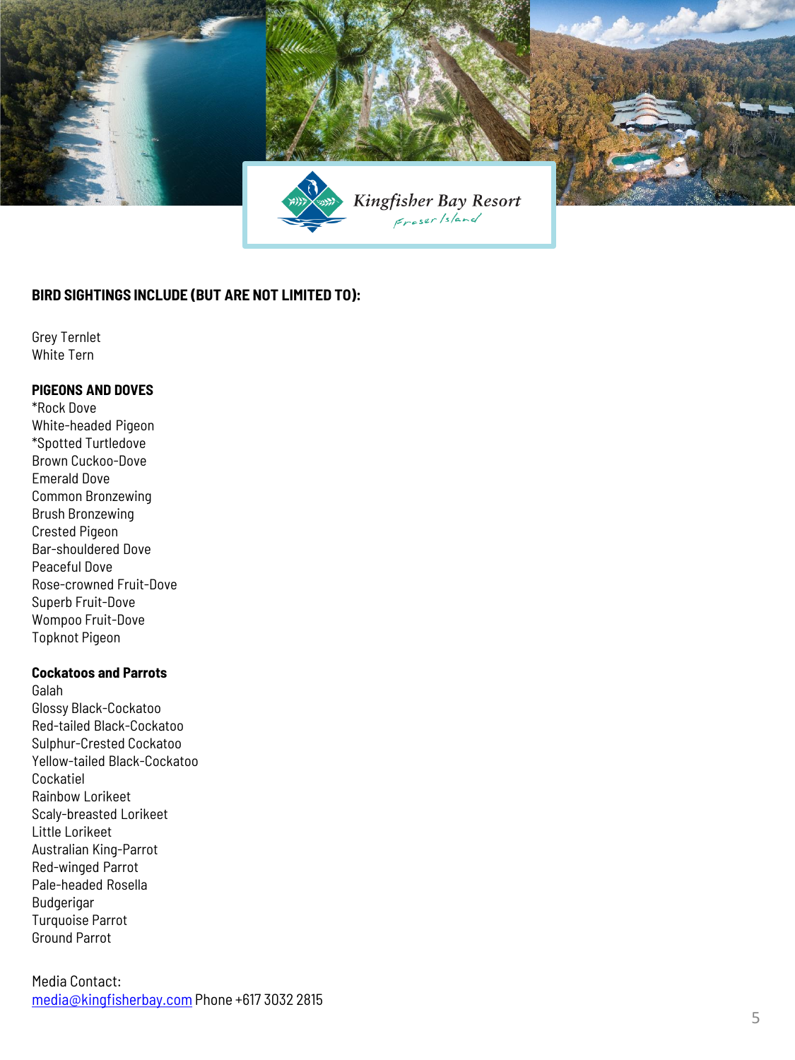**BIRD SIGHTINGS INCLUDE (BUT ARE NOT LIMITED TO):**

Grey Ternlet
White Tern

**PIGEONS AND DOVES**
*Rock Dove
White-headed Pigeon
*Spotted Turtledove
Brown Cuckoo-Dove
Emerald Dove
Common Bronzewing
Brush Bronzewing
Crested Pigeon
Bar-shouldered Dove
Peaceful Dove
Rose-crowned Fruit-Dove
Superb Fruit-Dove
Wompoo Fruit-Dove
Topknot Pigeon

**Cockatoos and Parrots**
Galah
Glossy Black-Cockatoo
Red-tailed Black-Cockatoo
Sulphur-Crested Cockatoo
Yellow-tailed Black-Cockatoo
Cockatiel
Rainbow Lorikeet
Scaly-breasted Lorikeet
Little Lorikeet
Australian King-Parrot
Red-winged Parrot
Pale-headed Rosella
Budgerigar
Turquoise Parrot
Ground Parrot

Media Contact:
[media@kingfisherbay.com](mailto:media@kingfisherbay.com) Phone +617 3032 2815